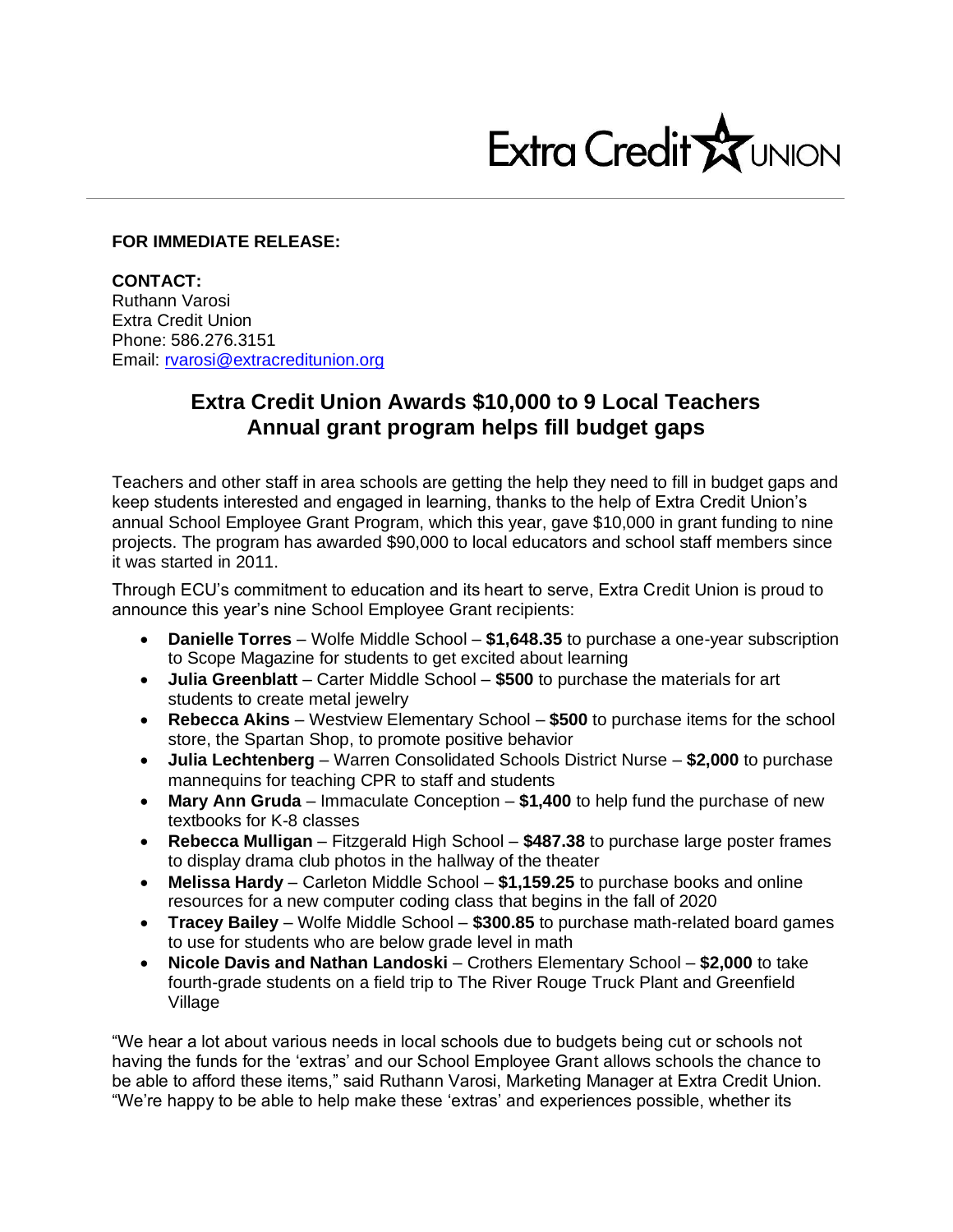Extra Credit UNION

**FOR IMMEDIATE RELEASE:**

**CONTACT:**
Ruthann Varosi
Extra Credit Union
Phone: 586.276.3151
Email: rvarosi@extracreditunion.org

## Extra Credit Union Awards $10,000 to 9 Local Teachers
## Annual grant program helps fill budget gaps

Teachers and other staff in area schools are getting the help they need to fill in budget gaps and keep students interested and engaged in learning, thanks to the help of Extra Credit Union's annual School Employee Grant Program, which this year, gave $10,000 in grant funding to nine projects. The program has awarded $90,000 to local educators and school staff members since it was started in 2011.

Through ECU's commitment to education and its heart to serve, Extra Credit Union is proud to announce this year's nine School Employee Grant recipients:

- **Danielle Torres** – Wolfe Middle School – **$1,648.35** to purchase a one-year subscription to Scope Magazine for students to get excited about learning
- **Julia Greenblatt** – Carter Middle School – **$500** to purchase the materials for art students to create metal jewelry
- **Rebecca Akins** – Westview Elementary School – **$500** to purchase items for the school store, the Spartan Shop, to promote positive behavior
- **Julia Lechtenberg** – Warren Consolidated Schools District Nurse – **$2,000** to purchase mannequins for teaching CPR to staff and students
- **Mary Ann Gruda** – Immaculate Conception – **$1,400** to help fund the purchase of new textbooks for K-8 classes
- **Rebecca Mulligan** – Fitzgerald High School – **$487.38** to purchase large poster frames to display drama club photos in the hallway of the theater
- **Melissa Hardy** – Carleton Middle School – **$1,159.25** to purchase books and online resources for a new computer coding class that begins in the fall of 2020
- **Tracey Bailey** – Wolfe Middle School – **$300.85** to purchase math-related board games to use for students who are below grade level in math
- **Nicole Davis and Nathan Landoski** – Crothers Elementary School – **$2,000** to take fourth-grade students on a field trip to The River Rouge Truck Plant and Greenfield Village

"We hear a lot about various needs in local schools due to budgets being cut or schools not having the funds for the 'extras' and our School Employee Grant allows schools the chance to be able to afford these items," said Ruthann Varosi, Marketing Manager at Extra Credit Union. "We're happy to be able to help make these 'extras' and experiences possible, whether its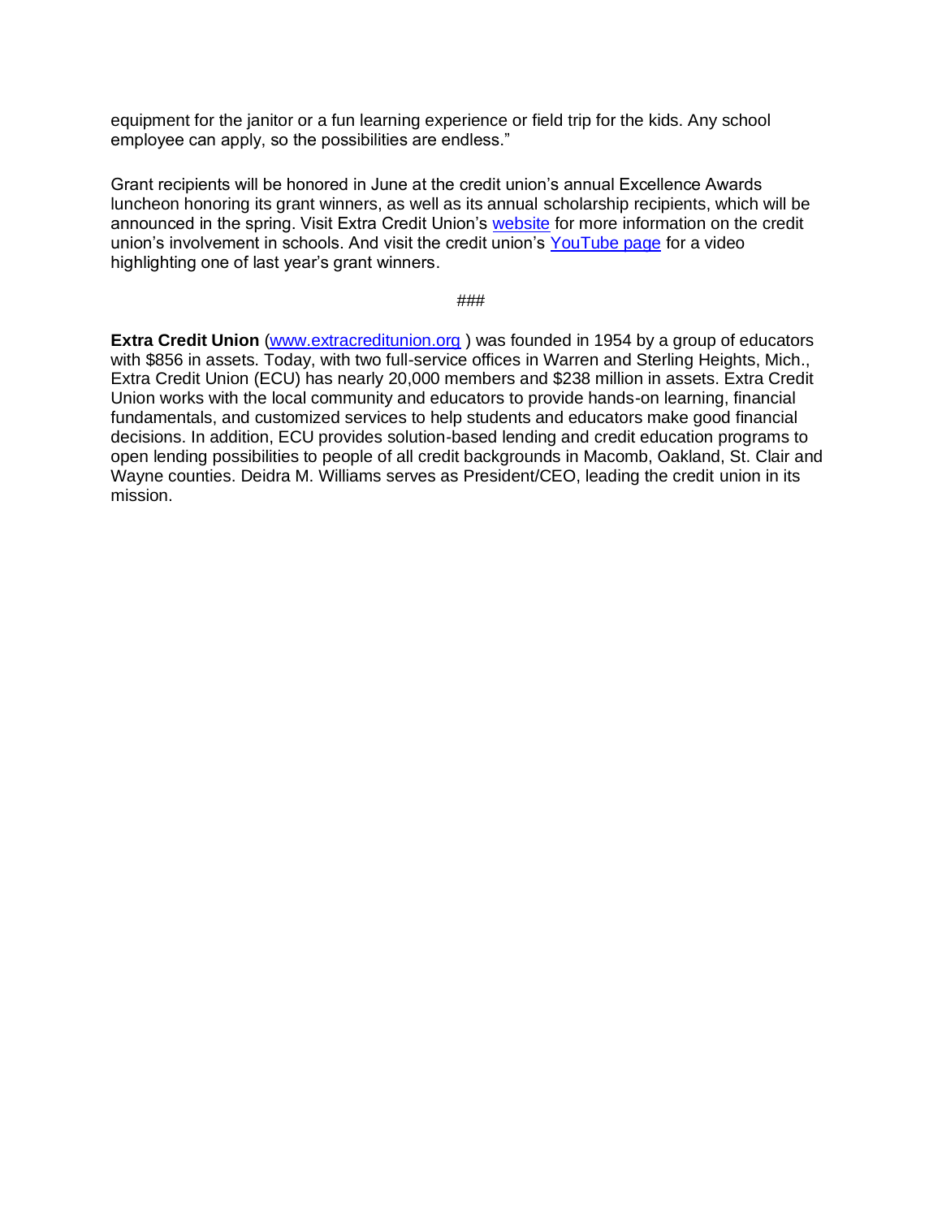equipment for the janitor or a fun learning experience or field trip for the kids. Any school employee can apply, so the possibilities are endless."

Grant recipients will be honored in June at the credit union's annual Excellence Awards luncheon honoring its grant winners, as well as its annual scholarship recipients, which will be announced in the spring. Visit Extra Credit Union's website for more information on the credit union's involvement in schools. And visit the credit union's YouTube page for a video highlighting one of last year's grant winners.

###

**Extra Credit Union** (www.extracreditunion.org ) was founded in 1954 by a group of educators with $856 in assets. Today, with two full-service offices in Warren and Sterling Heights, Mich., Extra Credit Union (ECU) has nearly 20,000 members and $238 million in assets. Extra Credit Union works with the local community and educators to provide hands-on learning, financial fundamentals, and customized services to help students and educators make good financial decisions. In addition, ECU provides solution-based lending and credit education programs to open lending possibilities to people of all credit backgrounds in Macomb, Oakland, St. Clair and Wayne counties. Deidra M. Williams serves as President/CEO, leading the credit union in its mission.